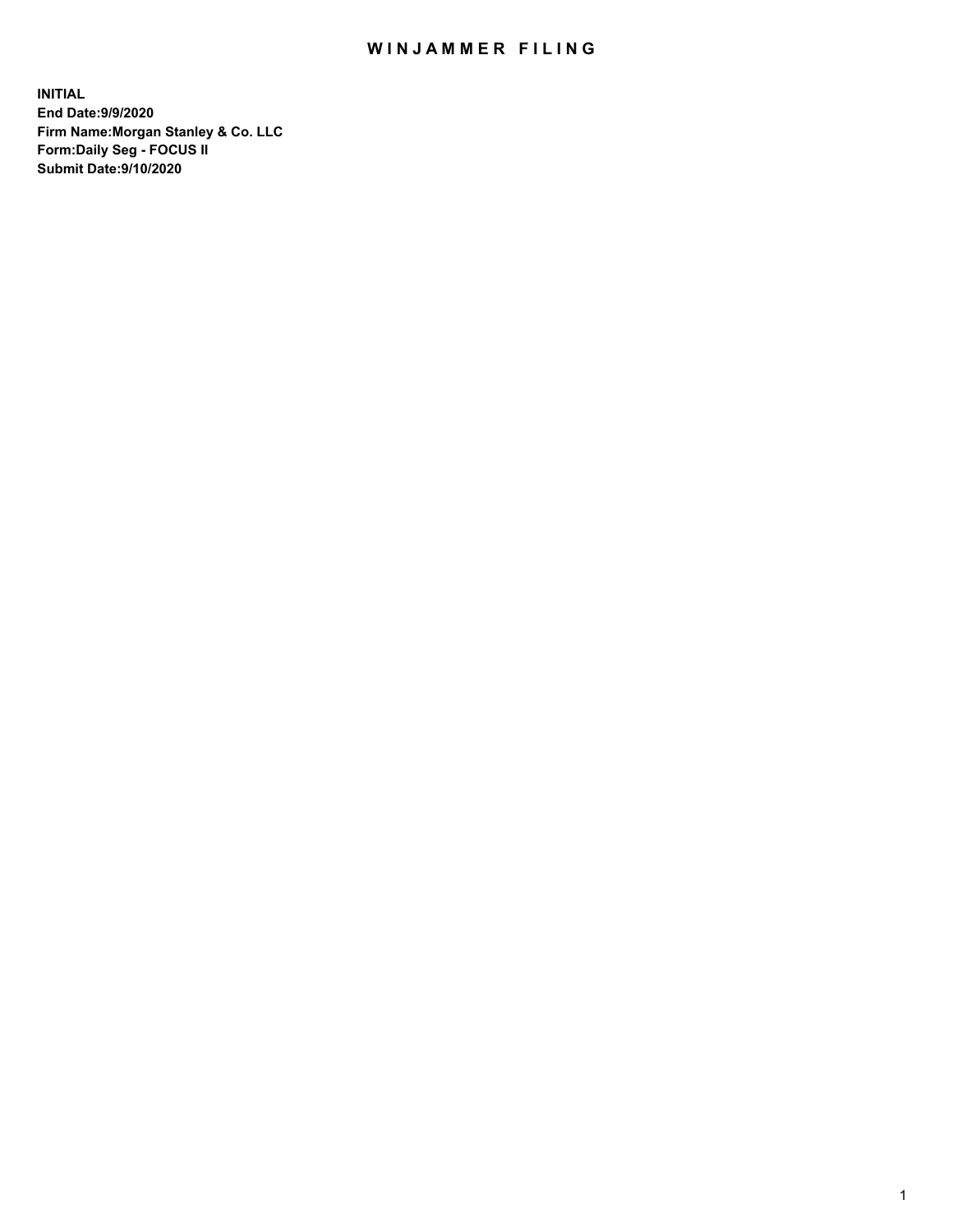# WINJAMMER FILING

**INITIAL**
**End Date:9/9/2020**
**Firm Name:Morgan Stanley & Co. LLC**
**Form:Daily Seg - FOCUS II**
**Submit Date:9/10/2020**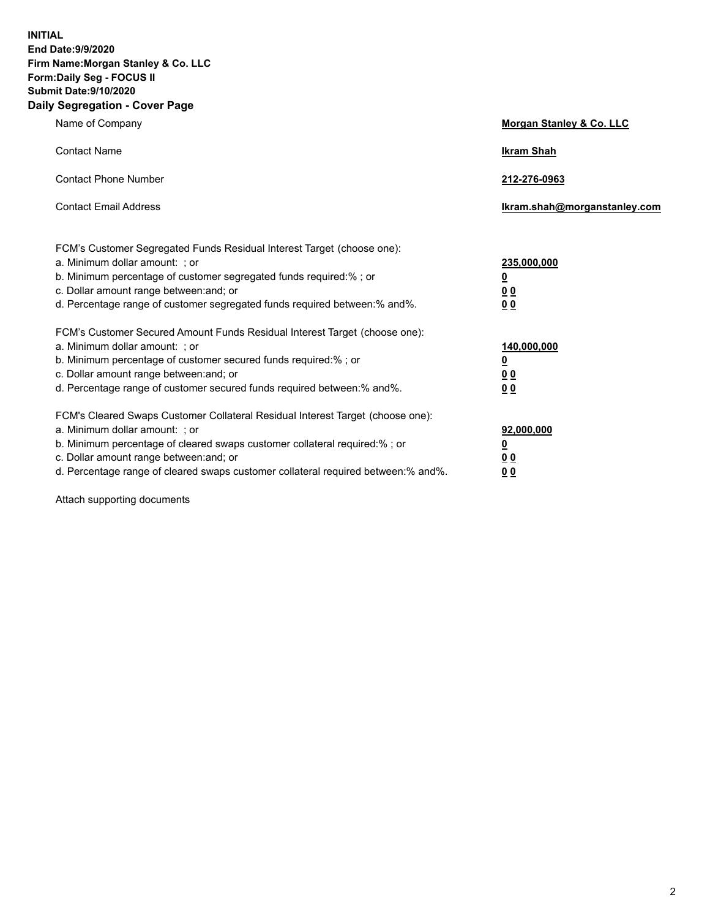**INITIAL**
**End Date:9/9/2020**
**Firm Name:Morgan Stanley & Co. LLC**
**Form:Daily Seg - FOCUS II**
**Submit Date:9/10/2020**

## Daily Segregation - Cover Page

| | |
|---|---|
| Name of Company | **Morgan Stanley & Co. LLC** |
| Contact Name | **Ikram Shah** |
| Contact Phone Number | **212-276-0963** |
| Contact Email Address | **Ikram.shah@morganstanley.com** |

| | |
|---|---|
| FCM's Customer Segregated Funds Residual Interest Target (choose one): | |
| a. Minimum dollar amount: ; or | **235,000,000** |
| b. Minimum percentage of customer segregated funds required:% ; or | **0** |
| c. Dollar amount range between:and; or | **0 0** |
| d. Percentage range of customer segregated funds required between:% and%. | **0 0** |
| FCM's Customer Secured Amount Funds Residual Interest Target (choose one): | |
| a. Minimum dollar amount: ; or | **140,000,000** |
| b. Minimum percentage of customer secured funds required:% ; or | **0** |
| c. Dollar amount range between:and; or | **0 0** |
| d. Percentage range of customer secured funds required between:% and%. | **0 0** |
| FCM's Cleared Swaps Customer Collateral Residual Interest Target (choose one): | |
| a. Minimum dollar amount: ; or | **92,000,000** |
| b. Minimum percentage of cleared swaps customer collateral required:% ; or | **0** |
| c. Dollar amount range between:and; or | **0 0** |
| d. Percentage range of cleared swaps customer collateral required between:% and%. | **0 0** |

Attach supporting documents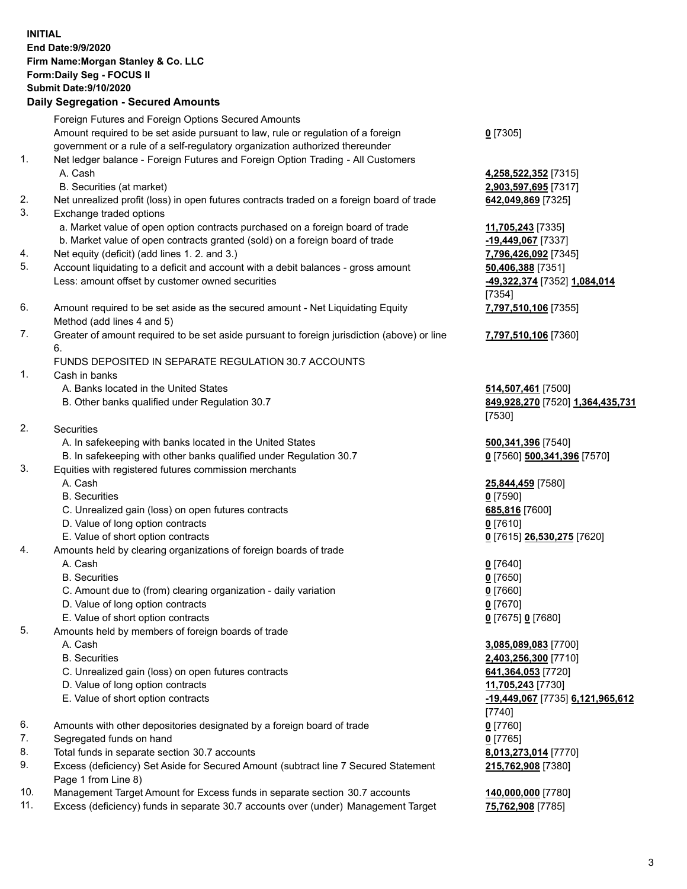**INITIAL**
**End Date:9/9/2020**
**Firm Name:Morgan Stanley & Co. LLC**
**Form:Daily Seg - FOCUS II**
**Submit Date:9/10/2020**

## Daily Segregation - Secured Amounts

| | | |
|---|---|---|
| | Foreign Futures and Foreign Options Secured Amounts | |
| | Amount required to be set aside pursuant to law, rule or regulation of a foreign government or a rule of a self-regulatory organization authorized thereunder | **0** [7305] |
| 1. | Net ledger balance - Foreign Futures and Foreign Option Trading - All Customers | |
| | A. Cash | **4,258,522,352** [7315] |
| | B. Securities (at market) | **2,903,597,695** [7317] |
| 2. | Net unrealized profit (loss) in open futures contracts traded on a foreign board of trade | **642,049,869** [7325] |
| 3. | Exchange traded options | |
| | a. Market value of open option contracts purchased on a foreign board of trade | **11,705,243** [7335] |
| | b. Market value of open contracts granted (sold) on a foreign board of trade | **-19,449,067** [7337] |
| 4. | Net equity (deficit) (add lines 1. 2. and 3.) | **7,796,426,092** [7345] |
| 5. | Account liquidating to a deficit and account with a debit balances - gross amount | **50,406,388** [7351] |
| | Less: amount offset by customer owned securities | **-49,322,374** [7352] **1,084,014** [7354] |
| 6. | Amount required to be set aside as the secured amount - Net Liquidating Equity Method (add lines 4 and 5) | **7,797,510,106** [7355] |
| 7. | Greater of amount required to be set aside pursuant to foreign jurisdiction (above) or line 6. | **7,797,510,106** [7360] |
| | FUNDS DEPOSITED IN SEPARATE REGULATION 30.7 ACCOUNTS | |
| 1. | Cash in banks | |
| | A. Banks located in the United States | **514,507,461** [7500] |
| | B. Other banks qualified under Regulation 30.7 | **849,928,270** [7520] **1,364,435,731** [7530] |
| 2. | Securities | |
| | A. In safekeeping with banks located in the United States | **500,341,396** [7540] |
| | B. In safekeeping with other banks qualified under Regulation 30.7 | **0** [7560] **500,341,396** [7570] |
| 3. | Equities with registered futures commission merchants | |
| | A. Cash | **25,844,459** [7580] |
| | B. Securities | **0** [7590] |
| | C. Unrealized gain (loss) on open futures contracts | **685,816** [7600] |
| | D. Value of long option contracts | **0** [7610] |
| | E. Value of short option contracts | **0** [7615] **26,530,275** [7620] |
| 4. | Amounts held by clearing organizations of foreign boards of trade | |
| | A. Cash | **0** [7640] |
| | B. Securities | **0** [7650] |
| | C. Amount due to (from) clearing organization - daily variation | **0** [7660] |
| | D. Value of long option contracts | **0** [7670] |
| | E. Value of short option contracts | **0** [7675] **0** [7680] |
| 5. | Amounts held by members of foreign boards of trade | |
| | A. Cash | **3,085,089,083** [7700] |
| | B. Securities | **2,403,256,300** [7710] |
| | C. Unrealized gain (loss) on open futures contracts | **641,364,053** [7720] |
| | D. Value of long option contracts | **11,705,243** [7730] |
| | E. Value of short option contracts | **-19,449,067** [7735] **6,121,965,612** [7740] |
| 6. | Amounts with other depositories designated by a foreign board of trade | **0** [7760] |
| 7. | Segregated funds on hand | **0** [7765] |
| 8. | Total funds in separate section 30.7 accounts | **8,013,273,014** [7770] |
| 9. | Excess (deficiency) Set Aside for Secured Amount (subtract line 7 Secured Statement Page 1 from Line 8) | **215,762,908** [7380] |
| 10. | Management Target Amount for Excess funds in separate section 30.7 accounts | **140,000,000** [7780] |
| 11. | Excess (deficiency) funds in separate 30.7 accounts over (under) Management Target | **75,762,908** [7785] |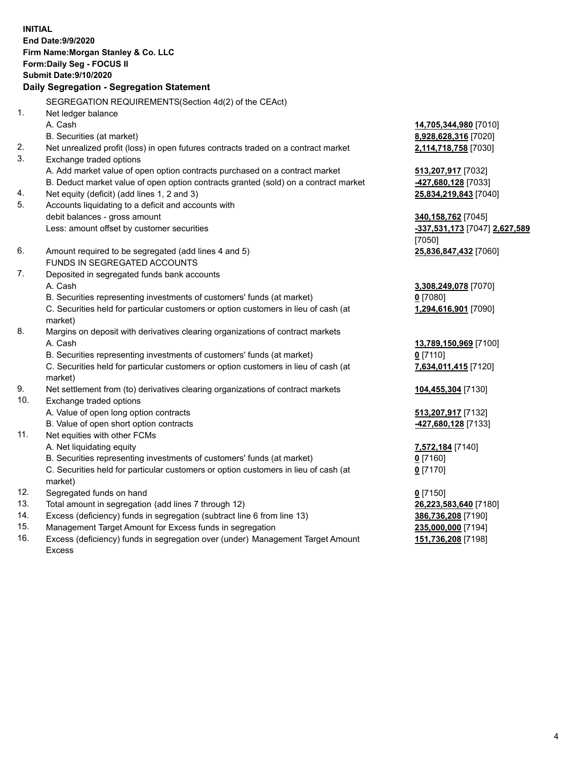**INITIAL**
**End Date:9/9/2020**
**Firm Name:Morgan Stanley & Co. LLC**
**Form:Daily Seg - FOCUS II**
**Submit Date:9/10/2020**

## Daily Segregation - Segregation Statement

| | | |
|---|---|---|
| | SEGREGATION REQUIREMENTS(Section 4d(2) of the CEAct) | |
| 1. | Net ledger balance | |
| | A. Cash | **14,705,344,980** [7010] |
| | B. Securities (at market) | **8,928,628,316** [7020] |
| 2. | Net unrealized profit (loss) in open futures contracts traded on a contract market | **2,114,718,758** [7030] |
| 3. | Exchange traded options | |
| | A. Add market value of open option contracts purchased on a contract market | **513,207,917** [7032] |
| | B. Deduct market value of open option contracts granted (sold) on a contract market | **-427,680,128** [7033] |
| 4. | Net equity (deficit) (add lines 1, 2 and 3) | **25,834,219,843** [7040] |
| 5. | Accounts liquidating to a deficit and accounts with debit balances - gross amount | **340,158,762** [7045] |
| | Less: amount offset by customer securities | **-337,531,173** [7047] **2,627,589** [7050] |
| 6. | Amount required to be segregated (add lines 4 and 5) | **25,836,847,432** [7060] |
| | FUNDS IN SEGREGATED ACCOUNTS | |
| 7. | Deposited in segregated funds bank accounts | |
| | A. Cash | **3,308,249,078** [7070] |
| | B. Securities representing investments of customers' funds (at market) | **0** [7080] |
| | C. Securities held for particular customers or option customers in lieu of cash (at market) | **1,294,616,901** [7090] |
| 8. | Margins on deposit with derivatives clearing organizations of contract markets | |
| | A. Cash | **13,789,150,969** [7100] |
| | B. Securities representing investments of customers' funds (at market) | **0** [7110] |
| | C. Securities held for particular customers or option customers in lieu of cash (at market) | **7,634,011,415** [7120] |
| 9. | Net settlement from (to) derivatives clearing organizations of contract markets | **104,455,304** [7130] |
| 10. | Exchange traded options | |
| | A. Value of open long option contracts | **513,207,917** [7132] |
| | B. Value of open short option contracts | **-427,680,128** [7133] |
| 11. | Net equities with other FCMs | |
| | A. Net liquidating equity | **7,572,184** [7140] |
| | B. Securities representing investments of customers' funds (at market) | **0** [7160] |
| | C. Securities held for particular customers or option customers in lieu of cash (at market) | **0** [7170] |
| 12. | Segregated funds on hand | **0** [7150] |
| 13. | Total amount in segregation (add lines 7 through 12) | **26,223,583,640** [7180] |
| 14. | Excess (deficiency) funds in segregation (subtract line 6 from line 13) | **386,736,208** [7190] |
| 15. | Management Target Amount for Excess funds in segregation | **235,000,000** [7194] |
| 16. | Excess (deficiency) funds in segregation over (under) Management Target Amount Excess | **151,736,208** [7198] |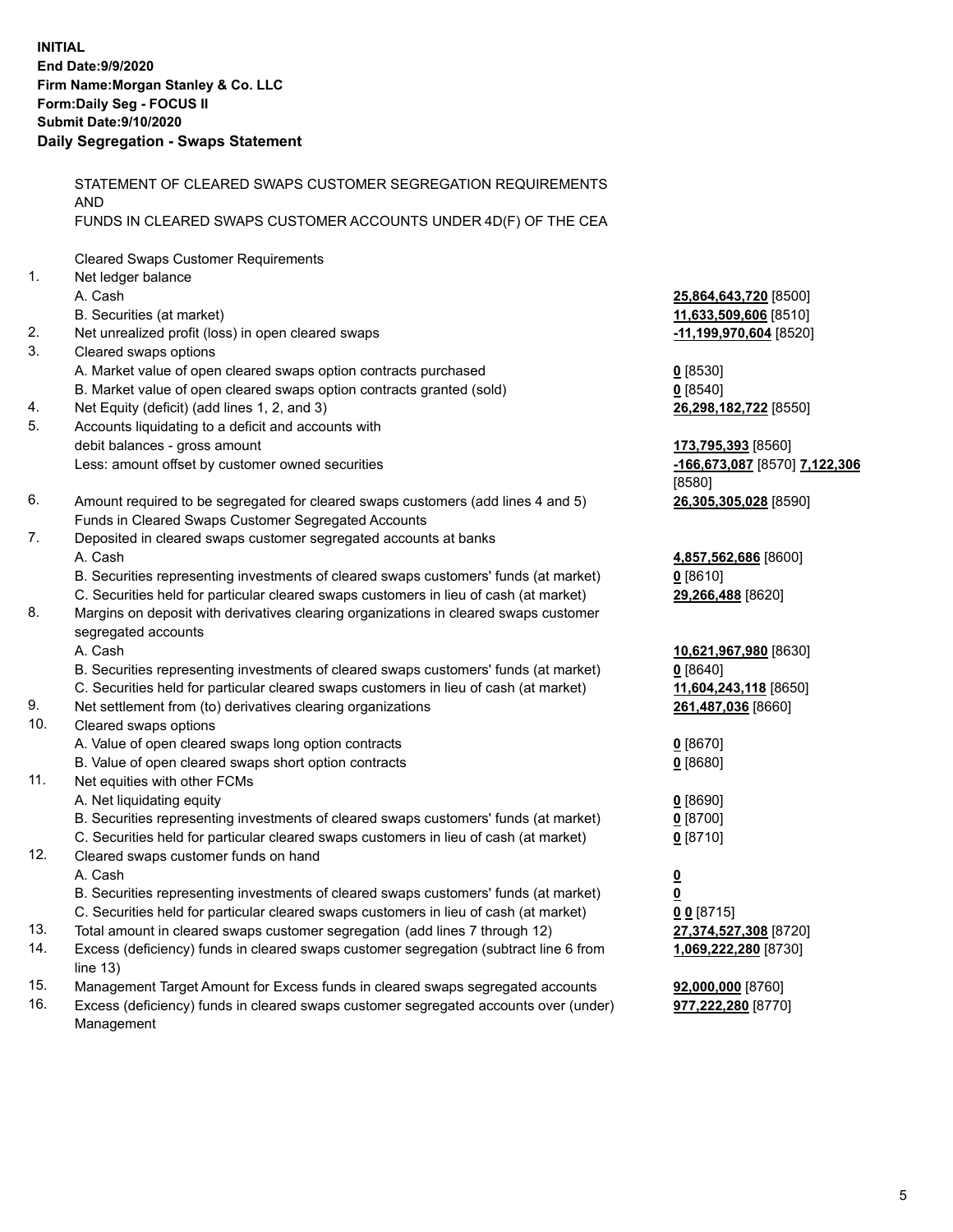**INITIAL**
**End Date:9/9/2020**
**Firm Name:Morgan Stanley & Co. LLC**
**Form:Daily Seg - FOCUS II**
**Submit Date:9/10/2020**
**Daily Segregation - Swaps Statement**

STATEMENT OF CLEARED SWAPS CUSTOMER SEGREGATION REQUIREMENTS AND FUNDS IN CLEARED SWAPS CUSTOMER ACCOUNTS UNDER 4D(F) OF THE CEA

| | | |
|---|---|---|
| | Cleared Swaps Customer Requirements | |
| 1. | Net ledger balance | |
| | A. Cash | 25,864,643,720 [8500] |
| | B. Securities (at market) | 11,633,509,606 [8510] |
| 2. | Net unrealized profit (loss) in open cleared swaps | -11,199,970,604 [8520] |
| 3. | Cleared swaps options | |
| | A. Market value of open cleared swaps option contracts purchased | 0 [8530] |
| | B. Market value of open cleared swaps option contracts granted (sold) | 0 [8540] |
| 4. | Net Equity (deficit) (add lines 1, 2, and 3) | 26,298,182,722 [8550] |
| 5. | Accounts liquidating to a deficit and accounts with debit balances - gross amount | 173,795,393 [8560] |
| | Less: amount offset by customer owned securities | -166,673,087 [8570] 7,122,306 [8580] |
| 6. | Amount required to be segregated for cleared swaps customers (add lines 4 and 5) | 26,305,305,028 [8590] |
| | Funds in Cleared Swaps Customer Segregated Accounts | |
| 7. | Deposited in cleared swaps customer segregated accounts at banks | |
| | A. Cash | 4,857,562,686 [8600] |
| | B. Securities representing investments of cleared swaps customers' funds (at market) | 0 [8610] |
| | C. Securities held for particular cleared swaps customers in lieu of cash (at market) | 29,266,488 [8620] |
| 8. | Margins on deposit with derivatives clearing organizations in cleared swaps customer segregated accounts | |
| | A. Cash | 10,621,967,980 [8630] |
| | B. Securities representing investments of cleared swaps customers' funds (at market) | 0 [8640] |
| | C. Securities held for particular cleared swaps customers in lieu of cash (at market) | 11,604,243,118 [8650] |
| 9. | Net settlement from (to) derivatives clearing organizations | 261,487,036 [8660] |
| 10. | Cleared swaps options | |
| | A. Value of open cleared swaps long option contracts | 0 [8670] |
| | B. Value of open cleared swaps short option contracts | 0 [8680] |
| 11. | Net equities with other FCMs | |
| | A. Net liquidating equity | 0 [8690] |
| | B. Securities representing investments of cleared swaps customers' funds (at market) | 0 [8700] |
| | C. Securities held for particular cleared swaps customers in lieu of cash (at market) | 0 [8710] |
| 12. | Cleared swaps customer funds on hand | |
| | A. Cash | 0 |
| | B. Securities representing investments of cleared swaps customers' funds (at market) | 0 |
| | C. Securities held for particular cleared swaps customers in lieu of cash (at market) | 0 0 [8715] |
| 13. | Total amount in cleared swaps customer segregation (add lines 7 through 12) | 27,374,527,308 [8720] |
| 14. | Excess (deficiency) funds in cleared swaps customer segregation (subtract line 6 from line 13) | 1,069,222,280 [8730] |
| 15. | Management Target Amount for Excess funds in cleared swaps segregated accounts | 92,000,000 [8760] |
| 16. | Excess (deficiency) funds in cleared swaps customer segregated accounts over (under) Management | 977,222,280 [8770] |